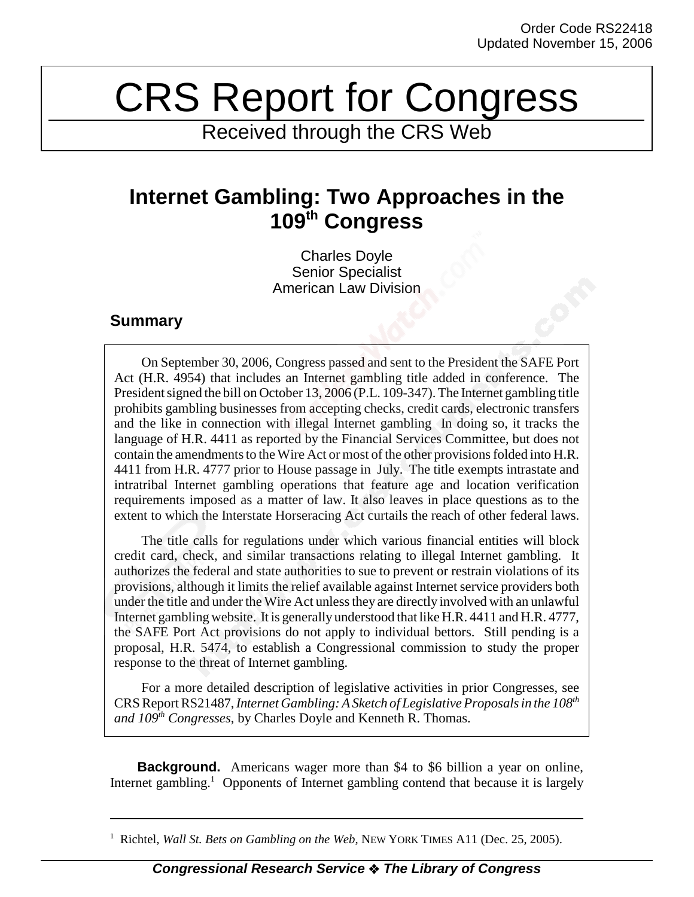Order Code RS22418
Updated November 15, 2006

# CRS Report for Congress

Received through the CRS Web

## Internet Gambling: Two Approaches in the 109th Congress

Charles Doyle
Senior Specialist
American Law Division

### Summary

On September 30, 2006, Congress passed and sent to the President the SAFE Port Act (H.R. 4954) that includes an Internet gambling title added in conference. The President signed the bill on October 13, 2006 (P.L. 109-347). The Internet gambling title prohibits gambling businesses from accepting checks, credit cards, electronic transfers and the like in connection with illegal Internet gambling In doing so, it tracks the language of H.R. 4411 as reported by the Financial Services Committee, but does not contain the amendments to the Wire Act or most of the other provisions folded into H.R. 4411 from H.R. 4777 prior to House passage in July. The title exempts intrastate and intratribal Internet gambling operations that feature age and location verification requirements imposed as a matter of law. It also leaves in place questions as to the extent to which the Interstate Horseracing Act curtails the reach of other federal laws.

The title calls for regulations under which various financial entities will block credit card, check, and similar transactions relating to illegal Internet gambling. It authorizes the federal and state authorities to sue to prevent or restrain violations of its provisions, although it limits the relief available against Internet service providers both under the title and under the Wire Act unless they are directly involved with an unlawful Internet gambling website. It is generally understood that like H.R. 4411 and H.R. 4777, the SAFE Port Act provisions do not apply to individual bettors. Still pending is a proposal, H.R. 5474, to establish a Congressional commission to study the proper response to the threat of Internet gambling.

For a more detailed description of legislative activities in prior Congresses, see CRS Report RS21487, *Internet Gambling: A Sketch of Legislative Proposals in the 108th and 109th Congresses*, by Charles Doyle and Kenneth R. Thomas.

**Background.** Americans wager more than $4 to $6 billion a year on online, Internet gambling.[1] Opponents of Internet gambling contend that because it is largely

---

[1] Richtel, *Wall St. Bets on Gambling on the Web*, NEW YORK TIMES A11 (Dec. 25, 2005).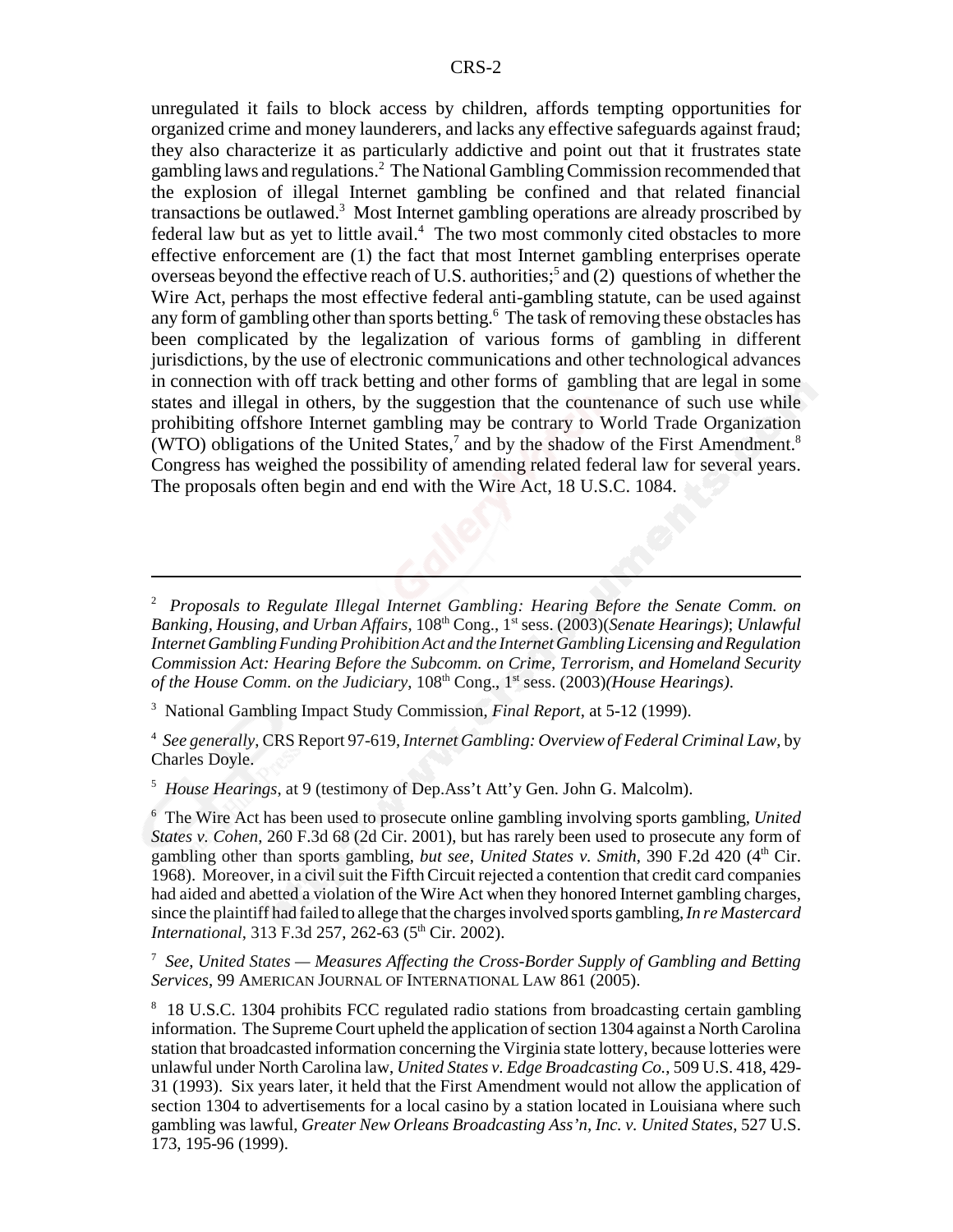unregulated it fails to block access by children, affords tempting opportunities for organized crime and money launderers, and lacks any effective safeguards against fraud; they also characterize it as particularly addictive and point out that it frustrates state gambling laws and regulations.[2] The National Gambling Commission recommended that the explosion of illegal Internet gambling be confined and that related financial transactions be outlawed.[3] Most Internet gambling operations are already proscribed by federal law but as yet to little avail.[4] The two most commonly cited obstacles to more effective enforcement are (1) the fact that most Internet gambling enterprises operate overseas beyond the effective reach of U.S. authorities;[5] and (2) questions of whether the Wire Act, perhaps the most effective federal anti-gambling statute, can be used against any form of gambling other than sports betting.[6] The task of removing these obstacles has been complicated by the legalization of various forms of gambling in different jurisdictions, by the use of electronic communications and other technological advances in connection with off track betting and other forms of gambling that are legal in some states and illegal in others, by the suggestion that the countenance of such use while prohibiting offshore Internet gambling may be contrary to World Trade Organization (WTO) obligations of the United States,[7] and by the shadow of the First Amendment.[8] Congress has weighed the possibility of amending related federal law for several years. The proposals often begin and end with the Wire Act, 18 U.S.C. 1084.

---

[2] *Proposals to Regulate Illegal Internet Gambling: Hearing Before the Senate Comm. on Banking, Housing, and Urban Affairs*, 108th Cong., 1st sess. (2003)(*Senate Hearings)*; *Unlawful Internet Gambling Funding Prohibition Act and the Internet Gambling Licensing and Regulation Commission Act: Hearing Before the Subcomm. on Crime, Terrorism, and Homeland Security of the House Comm. on the Judiciary*, 108th Cong., 1st sess. (2003)*(House Hearings)*.

[3] National Gambling Impact Study Commission, *Final Report*, at 5-12 (1999).

[4] *See generally*, CRS Report 97-619, *Internet Gambling: Overview of Federal Criminal Law*, by Charles Doyle.

[5] *House Hearings*, at 9 (testimony of Dep.Ass't Att'y Gen. John G. Malcolm).

[6] The Wire Act has been used to prosecute online gambling involving sports gambling, *United States v. Cohen*, 260 F.3d 68 (2d Cir. 2001), but has rarely been used to prosecute any form of gambling other than sports gambling, *but see*, *United States v. Smith*, 390 F.2d 420 (4th Cir. 1968). Moreover, in a civil suit the Fifth Circuit rejected a contention that credit card companies had aided and abetted a violation of the Wire Act when they honored Internet gambling charges, since the plaintiff had failed to allege that the charges involved sports gambling, *In re Mastercard International*, 313 F.3d 257, 262-63 (5th Cir. 2002).

[7] *See*, *United States — Measures Affecting the Cross-Border Supply of Gambling and Betting Services*, 99 AMERICAN JOURNAL OF INTERNATIONAL LAW 861 (2005).

[8] 18 U.S.C. 1304 prohibits FCC regulated radio stations from broadcasting certain gambling information. The Supreme Court upheld the application of section 1304 against a North Carolina station that broadcasted information concerning the Virginia state lottery, because lotteries were unlawful under North Carolina law, *United States v. Edge Broadcasting Co.*, 509 U.S. 418, 429-31 (1993). Six years later, it held that the First Amendment would not allow the application of section 1304 to advertisements for a local casino by a station located in Louisiana where such gambling was lawful, *Greater New Orleans Broadcasting Ass'n, Inc. v. United States*, 527 U.S. 173, 195-96 (1999).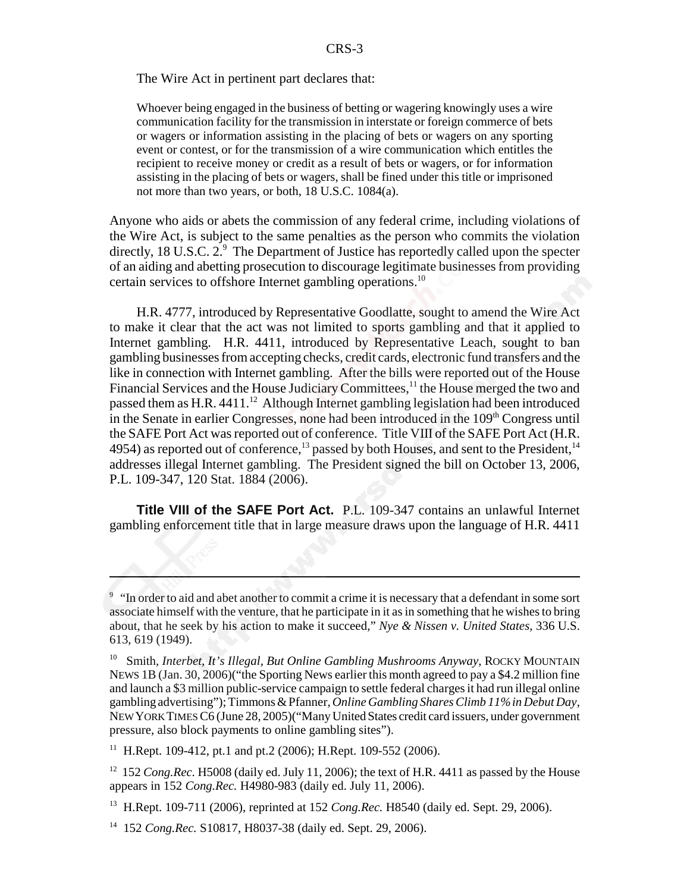The Wire Act in pertinent part declares that:

> Whoever being engaged in the business of betting or wagering knowingly uses a wire communication facility for the transmission in interstate or foreign commerce of bets or wagers or information assisting in the placing of bets or wagers on any sporting event or contest, or for the transmission of a wire communication which entitles the recipient to receive money or credit as a result of bets or wagers, or for information assisting in the placing of bets or wagers, shall be fined under this title or imprisoned not more than two years, or both, 18 U.S.C. 1084(a).

Anyone who aids or abets the commission of any federal crime, including violations of the Wire Act, is subject to the same penalties as the person who commits the violation directly, 18 U.S.C. 2.[9] The Department of Justice has reportedly called upon the specter of an aiding and abetting prosecution to discourage legitimate businesses from providing certain services to offshore Internet gambling operations.[10]

H.R. 4777, introduced by Representative Goodlatte, sought to amend the Wire Act to make it clear that the act was not limited to sports gambling and that it applied to Internet gambling. H.R. 4411, introduced by Representative Leach, sought to ban gambling businesses from accepting checks, credit cards, electronic fund transfers and the like in connection with Internet gambling. After the bills were reported out of the House Financial Services and the House Judiciary Committees,[11] the House merged the two and passed them as H.R. 4411.[12] Although Internet gambling legislation had been introduced in the Senate in earlier Congresses, none had been introduced in the 109th Congress until the SAFE Port Act was reported out of conference. Title VIII of the SAFE Port Act (H.R. 4954) as reported out of conference,[13] passed by both Houses, and sent to the President,[14] addresses illegal Internet gambling. The President signed the bill on October 13, 2006, P.L. 109-347, 120 Stat. 1884 (2006).

**Title VIII of the SAFE Port Act.** P.L. 109-347 contains an unlawful Internet gambling enforcement title that in large measure draws upon the language of H.R. 4411

---

[9] "In order to aid and abet another to commit a crime it is necessary that a defendant in some sort associate himself with the venture, that he participate in it as in something that he wishes to bring about, that he seek by his action to make it succeed," *Nye & Nissen v. United States*, 336 U.S. 613, 619 (1949).

[10] Smith, *Interbet, It's Illegal, But Online Gambling Mushrooms Anyway*, ROCKY MOUNTAIN NEWS 1B (Jan. 30, 2006)("the Sporting News earlier this month agreed to pay a $4.2 million fine and launch a $3 million public-service campaign to settle federal charges it had run illegal online gambling advertising"); Timmons & Pfanner, *Online Gambling Shares Climb 11% in Debut Day*, NEW YORK TIMES C6 (June 28, 2005)("Many United States credit card issuers, under government pressure, also block payments to online gambling sites").

[11] H.Rept. 109-412, pt.1 and pt.2 (2006); H.Rept. 109-552 (2006).

[12] 152 *Cong.Rec.* H5008 (daily ed. July 11, 2006); the text of H.R. 4411 as passed by the House appears in 152 *Cong.Rec.* H4980-983 (daily ed. July 11, 2006).

[13] H.Rept. 109-711 (2006), reprinted at 152 *Cong.Rec.* H8540 (daily ed. Sept. 29, 2006).

[14] 152 *Cong.Rec.* S10817, H8037-38 (daily ed. Sept. 29, 2006).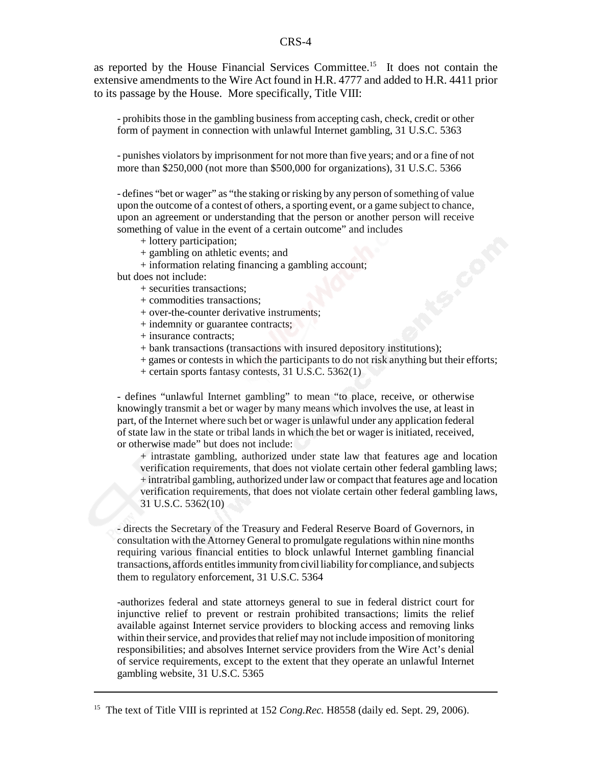as reported by the House Financial Services Committee.[15] It does not contain the extensive amendments to the Wire Act found in H.R. 4777 and added to H.R. 4411 prior to its passage by the House. More specifically, Title VIII:

- prohibits those in the gambling business from accepting cash, check, credit or other form of payment in connection with unlawful Internet gambling, 31 U.S.C. 5363

- punishes violators by imprisonment for not more than five years; and or a fine of not more than $250,000 (not more than $500,000 for organizations), 31 U.S.C. 5366

- defines "bet or wager" as "the staking or risking by any person of something of value upon the outcome of a contest of others, a sporting event, or a game subject to chance, upon an agreement or understanding that the person or another person will receive something of value in the event of a certain outcome" and includes
  + lottery participation;
  + gambling on athletic events; and
  + information relating financing a gambling account;

but does not include:
  + securities transactions;
  + commodities transactions;
  + over-the-counter derivative instruments;
  + indemnity or guarantee contracts;
  + insurance contracts;
  + bank transactions (transactions with insured depository institutions);
  + games or contests in which the participants to do not risk anything but their efforts;
  + certain sports fantasy contests, 31 U.S.C. 5362(1)

- defines "unlawful Internet gambling" to mean "to place, receive, or otherwise knowingly transmit a bet or wager by many means which involves the use, at least in part, of the Internet where such bet or wager is unlawful under any application federal of state law in the state or tribal lands in which the bet or wager is initiated, received, or otherwise made" but does not include:
  + intrastate gambling, authorized under state law that features age and location verification requirements, that does not violate certain other federal gambling laws;
  + intratribal gambling, authorized under law or compact that features age and location verification requirements, that does not violate certain other federal gambling laws, 31 U.S.C. 5362(10)

- directs the Secretary of the Treasury and Federal Reserve Board of Governors, in consultation with the Attorney General to promulgate regulations within nine months requiring various financial entities to block unlawful Internet gambling financial transactions, affords entitles immunity from civil liability for compliance, and subjects them to regulatory enforcement, 31 U.S.C. 5364

-authorizes federal and state attorneys general to sue in federal district court for injunctive relief to prevent or restrain prohibited transactions; limits the relief available against Internet service providers to blocking access and removing links within their service, and provides that relief may not include imposition of monitoring responsibilities; and absolves Internet service providers from the Wire Act's denial of service requirements, except to the extent that they operate an unlawful Internet gambling website, 31 U.S.C. 5365

[15] The text of Title VIII is reprinted at 152 *Cong.Rec.* H8558 (daily ed. Sept. 29, 2006).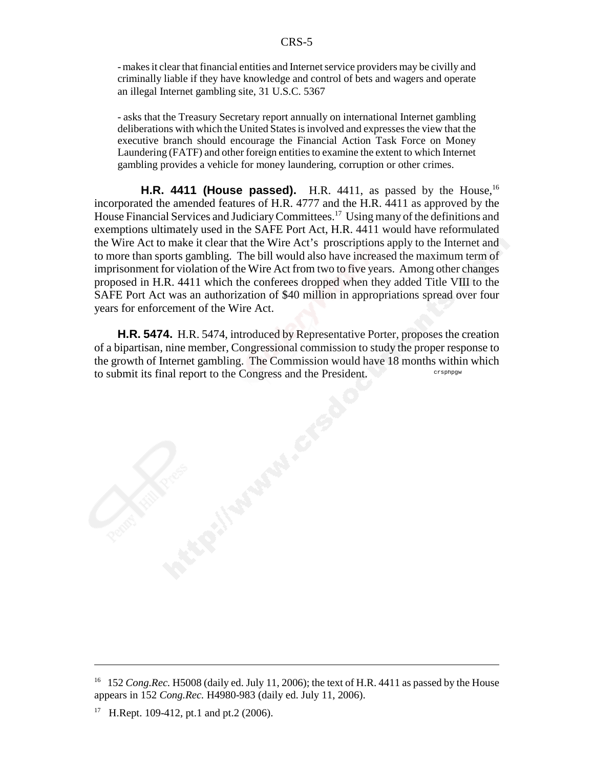- makes it clear that financial entities and Internet service providers may be civilly and criminally liable if they have knowledge and control of bets and wagers and operate an illegal Internet gambling site, 31 U.S.C. 5367

- asks that the Treasury Secretary report annually on international Internet gambling deliberations with which the United States is involved and expresses the view that the executive branch should encourage the Financial Action Task Force on Money Laundering (FATF) and other foreign entities to examine the extent to which Internet gambling provides a vehicle for money laundering, corruption or other crimes.

**H.R. 4411 (House passed).** H.R. 4411, as passed by the House,[16] incorporated the amended features of H.R. 4777 and the H.R. 4411 as approved by the House Financial Services and Judiciary Committees.[17] Using many of the definitions and exemptions ultimately used in the SAFE Port Act, H.R. 4411 would have reformulated the Wire Act to make it clear that the Wire Act's proscriptions apply to the Internet and to more than sports gambling. The bill would also have increased the maximum term of imprisonment for violation of the Wire Act from two to five years. Among other changes proposed in H.R. 4411 which the conferees dropped when they added Title VIII to the SAFE Port Act was an authorization of $40 million in appropriations spread over four years for enforcement of the Wire Act.

**H.R. 5474.** H.R. 5474, introduced by Representative Porter, proposes the creation of a bipartisan, nine member, Congressional commission to study the proper response to the growth of Internet gambling. The Commission would have 18 months within which to submit its final report to the Congress and the President.

---

[16] 152 *Cong.Rec.* H5008 (daily ed. July 11, 2006); the text of H.R. 4411 as passed by the House appears in 152 *Cong.Rec.* H4980-983 (daily ed. July 11, 2006).

[17] H.Rept. 109-412, pt.1 and pt.2 (2006).